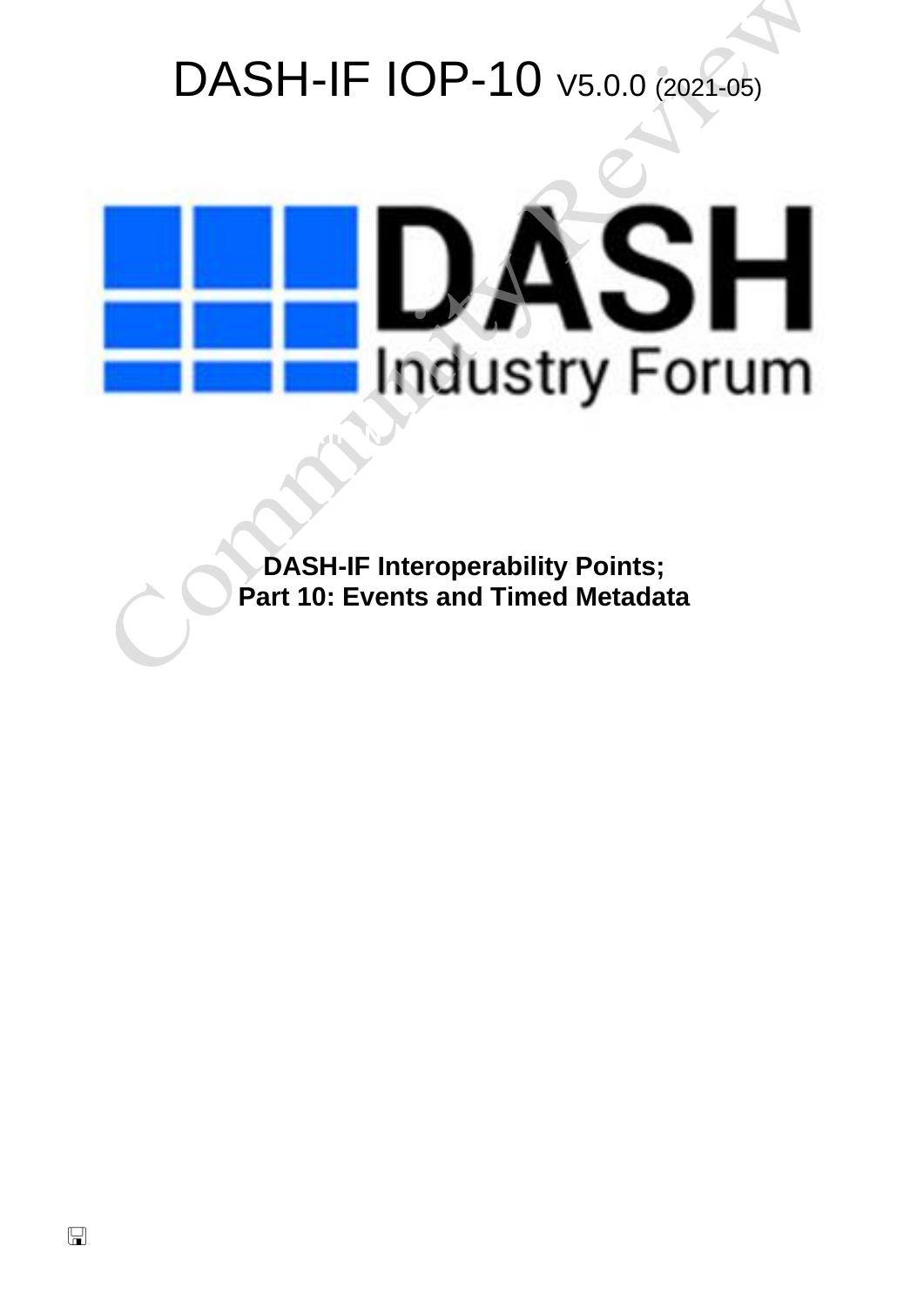# DASH-IF IOP-10 V5.0.0 (2021-05)

**DASH-IF Interoperability Points;**
**Part 10: Events and Timed Metadata**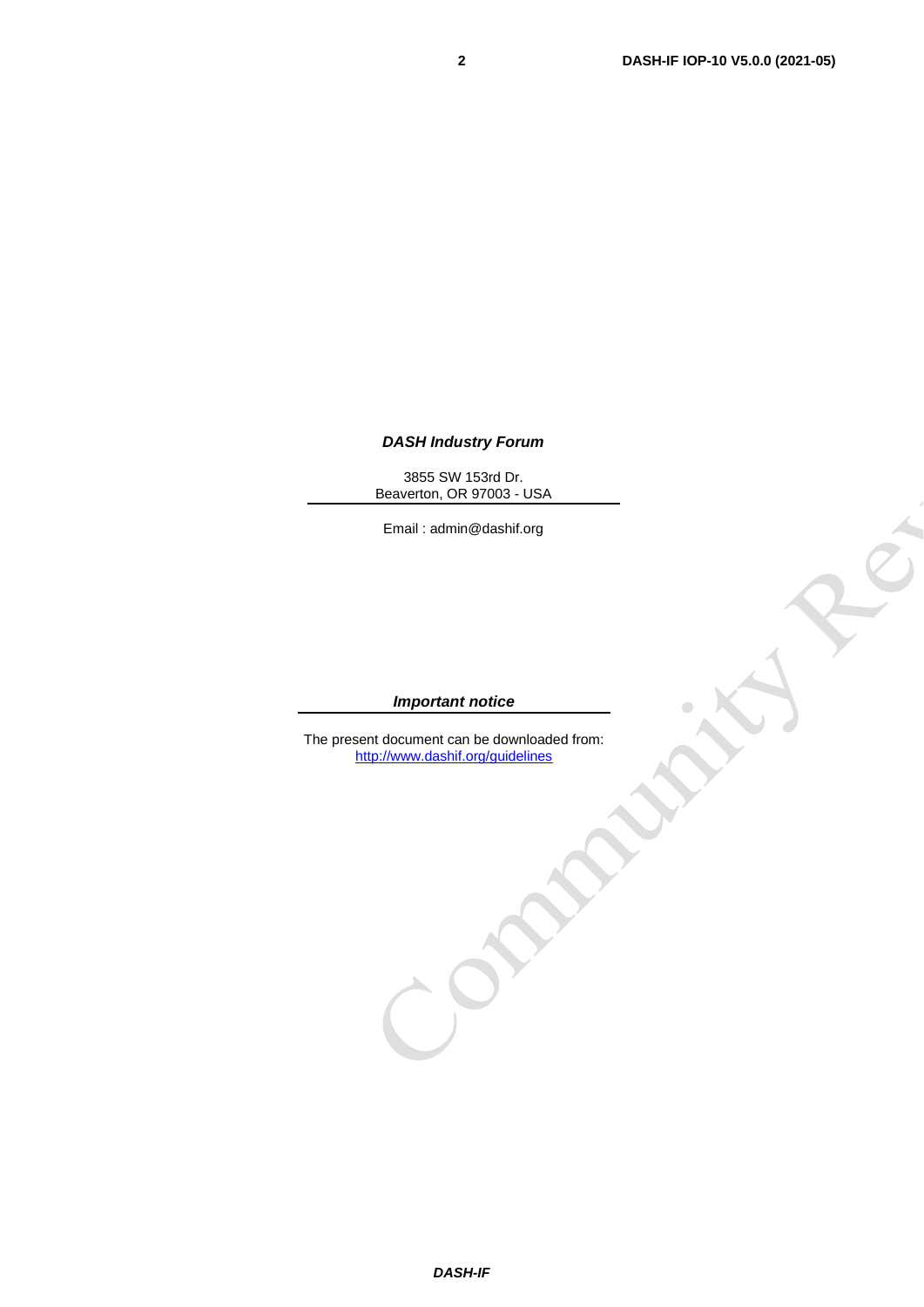***DASH Industry Forum***

3855 SW 153rd Dr.
Beaverton, OR 97003 - USA

Email : admin@dashif.org

***Important notice***

The present document can be downloaded from:
http://www.dashif.org/guidelines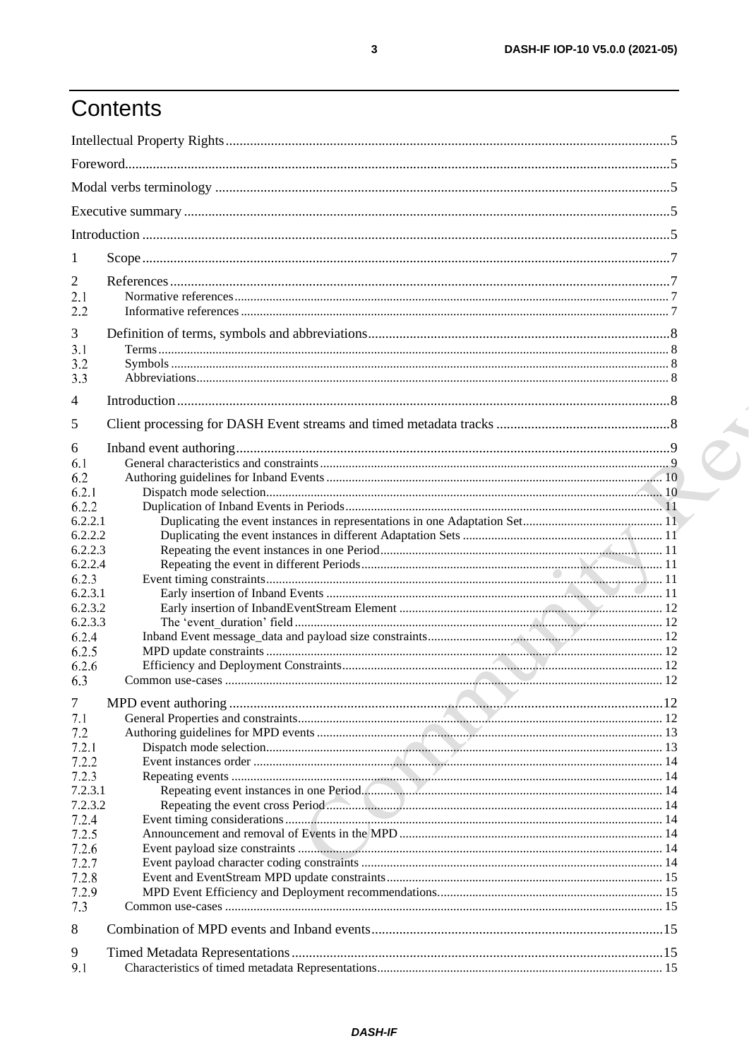# Contents

Intellectual Property Rights ....................................................................................................................5

Foreword....................................................................................................................................................5

Modal verbs terminology .........................................................................................................................5

Executive summary ...................................................................................................................................5

Introduction ..............................................................................................................................................5

1 Scope ......................................................................................................................................................7

2 References ..............................................................................................................................................7
- 2.1 Normative references ........................................................................................................................ 7
- 2.2 Informative references ...................................................................................................................... 7

3 Definition of terms, symbols and abbreviations ......................................................................................8
- 3.1 Terms ................................................................................................................................................ 8
- 3.2 Symbols ............................................................................................................................................ 8
- 3.3 Abbreviations.................................................................................................................................... 8

4 Introduction ............................................................................................................................................8

5 Client processing for DASH Event streams and timed metadata tracks .................................................8

6 Inband event authoring ............................................................................................................................9
- 6.1 General characteristics and constraints ............................................................................................. 9
- 6.2 Authoring guidelines for Inband Events ......................................................................................... 10
- 6.2.1 Dispatch mode selection............................................................................................................ 10
- 6.2.2 Duplication of Inband Events in Periods ................................................................................... 11
- 6.2.2.1 Duplicating the event instances in representations in one Adaptation Set............................ 11
- 6.2.2.2 Duplicating the event instances in different Adaptation Sets ............................................... 11
- 6.2.2.3 Repeating the event instances in one Period......................................................................... 11
- 6.2.2.4 Repeating the event in different Periods .............................................................................. 11
- 6.2.3 Event timing constraints............................................................................................................ 11
- 6.2.3.1 Early insertion of Inband Events ......................................................................................... 11
- 6.2.3.2 Early insertion of InbandEventStream Element ................................................................... 12
- 6.2.3.3 The 'event_duration' field .................................................................................................... 12
- 6.2.4 Inband Event message_data and payload size constraints.......................................................... 12
- 6.2.5 MPD update constraints ............................................................................................................ 12
- 6.2.6 Efficiency and Deployment Constraints.................................................................................... 12
- 6.3 Common use-cases ......................................................................................................................... 12

7 MPD event authoring ............................................................................................................................12
- 7.1 General Properties and constraints.................................................................................................. 12
- 7.2 Authoring guidelines for MPD events ............................................................................................ 13
- 7.2.1 Dispatch mode selection............................................................................................................ 13
- 7.2.2 Event instances order ................................................................................................................ 14
- 7.2.3 Repeating events ....................................................................................................................... 14
- 7.2.3.1 Repeating event instances in one Period............................................................................... 14
- 7.2.3.2 Repeating the event cross Period ......................................................................................... 14
- 7.2.4 Event timing considerations....................................................................................................... 14
- 7.2.5 Announcement and removal of Events in the MPD .................................................................. 14
- 7.2.6 Event payload size constraints .................................................................................................. 14
- 7.2.7 Event payload character coding constraints .............................................................................. 14
- 7.2.8 Event and EventStream MPD update constraints....................................................................... 15
- 7.2.9 MPD Event Efficiency and Deployment recommendations....................................................... 15
- 7.3 Common use-cases ......................................................................................................................... 15

8 Combination of MPD events and Inband events...................................................................................15

9 Timed Metadata Representations ..........................................................................................................15
- 9.1 Characteristics of timed metadata Representations......................................................................... 15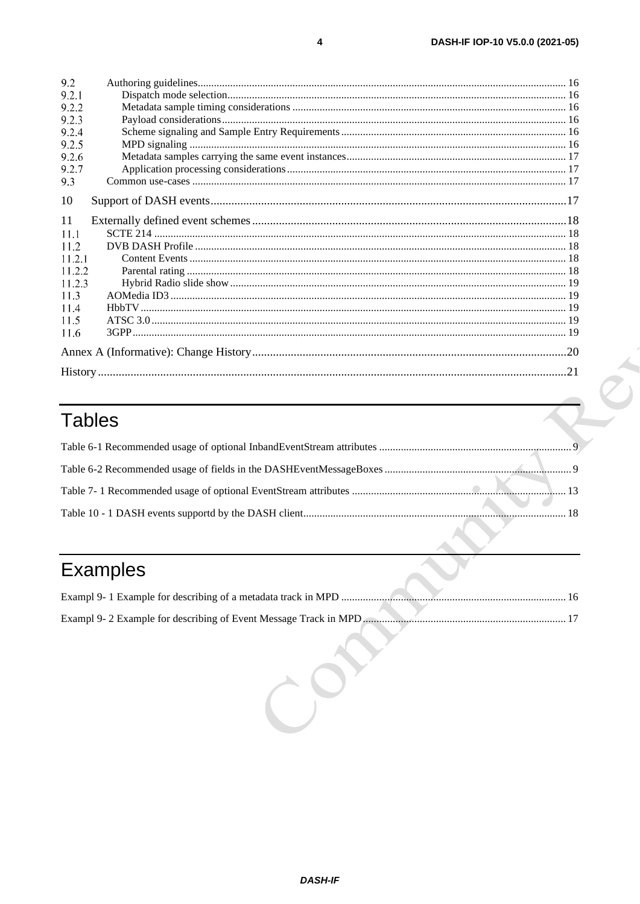9.2 Authoring guidelines ..... 16
9.2.1 Dispatch mode selection ..... 16
9.2.2 Metadata sample timing considerations ..... 16
9.2.3 Payload considerations ..... 16
9.2.4 Scheme signaling and Sample Entry Requirements ..... 16
9.2.5 MPD signaling ..... 16
9.2.6 Metadata samples carrying the same event instances ..... 17
9.2.7 Application processing considerations ..... 17
9.3 Common use-cases ..... 17

10 Support of DASH events ..... 17

11 Externally defined event schemes ..... 18
11.1 SCTE 214 ..... 18
11.2 DVB DASH Profile ..... 18
11.2.1 Content Events ..... 18
11.2.2 Parental rating ..... 18
11.2.3 Hybrid Radio slide show ..... 19
11.3 AOMedia ID3 ..... 19
11.4 HbbTV ..... 19
11.5 ATSC 3.0 ..... 19
11.6 3GPP ..... 19

Annex A (Informative): Change History ..... 20

History ..... 21

# Tables

Table 6-1 Recommended usage of optional InbandEventStream attributes ..... 9

Table 6-2 Recommended usage of fields in the DASHEventMessageBoxes ..... 9

Table 7- 1 Recommended usage of optional EventStream attributes ..... 13

Table 10 - 1 DASH events supportd by the DASH client ..... 18

# Examples

Exampl 9- 1 Example for describing of a metadata track in MPD ..... 16

Exampl 9- 2 Example for describing of Event Message Track in MPD ..... 17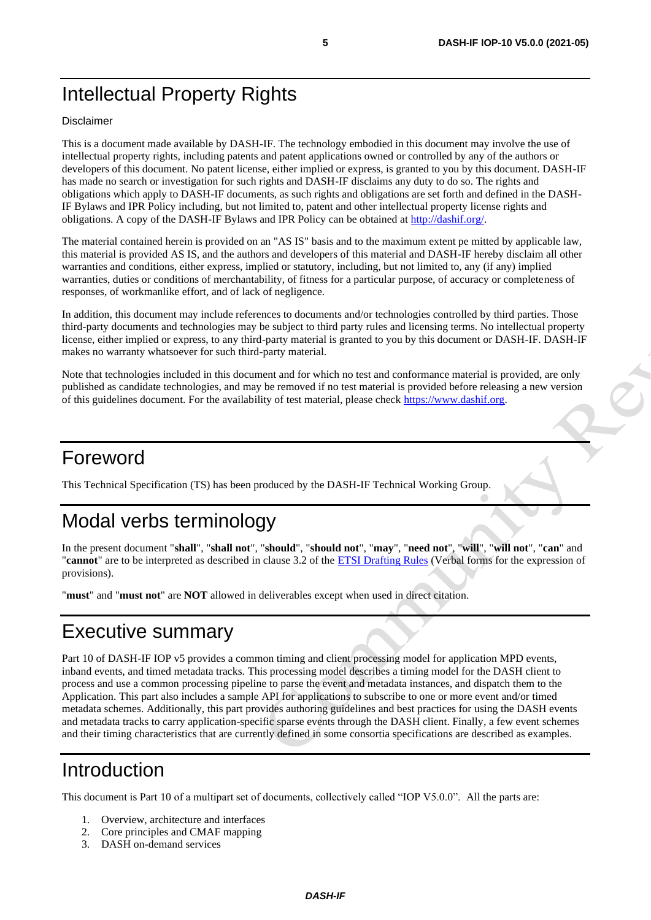# Intellectual Property Rights

Disclaimer

This is a document made available by DASH-IF. The technology embodied in this document may involve the use of intellectual property rights, including patents and patent applications owned or controlled by any of the authors or developers of this document. No patent license, either implied or express, is granted to you by this document. DASH-IF has made no search or investigation for such rights and DASH-IF disclaims any duty to do so. The rights and obligations which apply to DASH-IF documents, as such rights and obligations are set forth and defined in the DASH-IF Bylaws and IPR Policy including, but not limited to, patent and other intellectual property license rights and obligations. A copy of the DASH-IF Bylaws and IPR Policy can be obtained at http://dashif.org/.

The material contained herein is provided on an "AS IS" basis and to the maximum extent pe mitted by applicable law, this material is provided AS IS, and the authors and developers of this material and DASH-IF hereby disclaim all other warranties and conditions, either express, implied or statutory, including, but not limited to, any (if any) implied warranties, duties or conditions of merchantability, of fitness for a particular purpose, of accuracy or completeness of responses, of workmanlike effort, and of lack of negligence.

In addition, this document may include references to documents and/or technologies controlled by third parties. Those third-party documents and technologies may be subject to third party rules and licensing terms. No intellectual property license, either implied or express, to any third-party material is granted to you by this document or DASH-IF. DASH-IF makes no warranty whatsoever for such third-party material.

Note that technologies included in this document and for which no test and conformance material is provided, are only published as candidate technologies, and may be removed if no test material is provided before releasing a new version of this guidelines document. For the availability of test material, please check https://www.dashif.org.

# Foreword

This Technical Specification (TS) has been produced by the DASH-IF Technical Working Group.

# Modal verbs terminology

In the present document "**shall**", "**shall not**", "**should**", "**should not**", "**may**", "**need not**", "**will**", "**will not**", "**can**" and "**cannot**" are to be interpreted as described in clause 3.2 of the ETSI Drafting Rules (Verbal forms for the expression of provisions).

"**must**" and "**must not**" are **NOT** allowed in deliverables except when used in direct citation.

# Executive summary

Part 10 of DASH-IF IOP v5 provides a common timing and client processing model for application MPD events, inband events, and timed metadata tracks. This processing model describes a timing model for the DASH client to process and use a common processing pipeline to parse the event and metadata instances, and dispatch them to the Application. This part also includes a sample API for applications to subscribe to one or more event and/or timed metadata schemes. Additionally, this part provides authoring guidelines and best practices for using the DASH events and metadata tracks to carry application-specific sparse events through the DASH client. Finally, a few event schemes and their timing characteristics that are currently defined in some consortia specifications are described as examples.

# Introduction

This document is Part 10 of a multipart set of documents, collectively called "IOP V5.0.0". All the parts are:

1. Overview, architecture and interfaces
2. Core principles and CMAF mapping
3. DASH on-demand services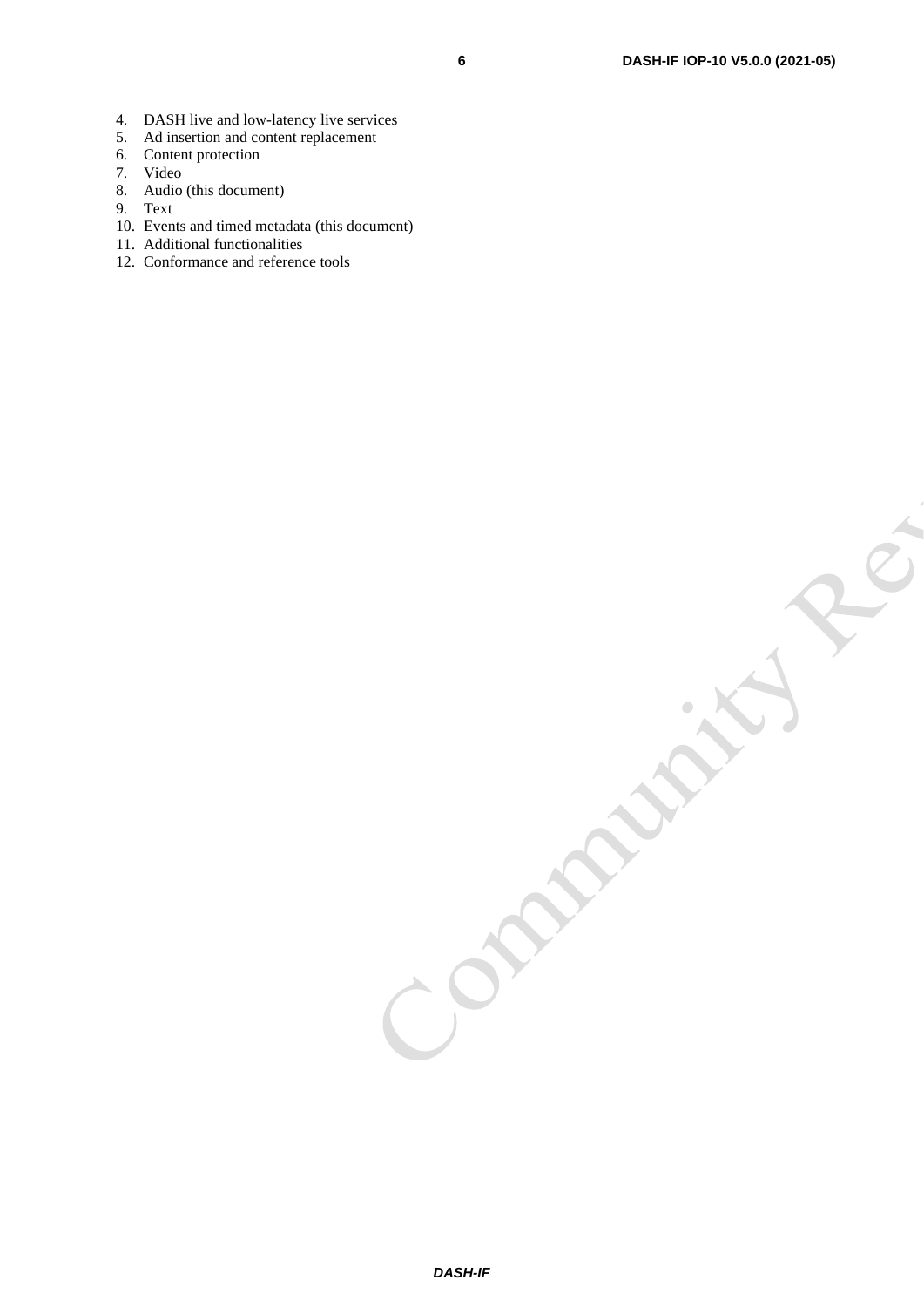4. DASH live and low-latency live services
5. Ad insertion and content replacement
6. Content protection
7. Video
8. Audio (this document)
9. Text
10. Events and timed metadata (this document)
11. Additional functionalities
12. Conformance and reference tools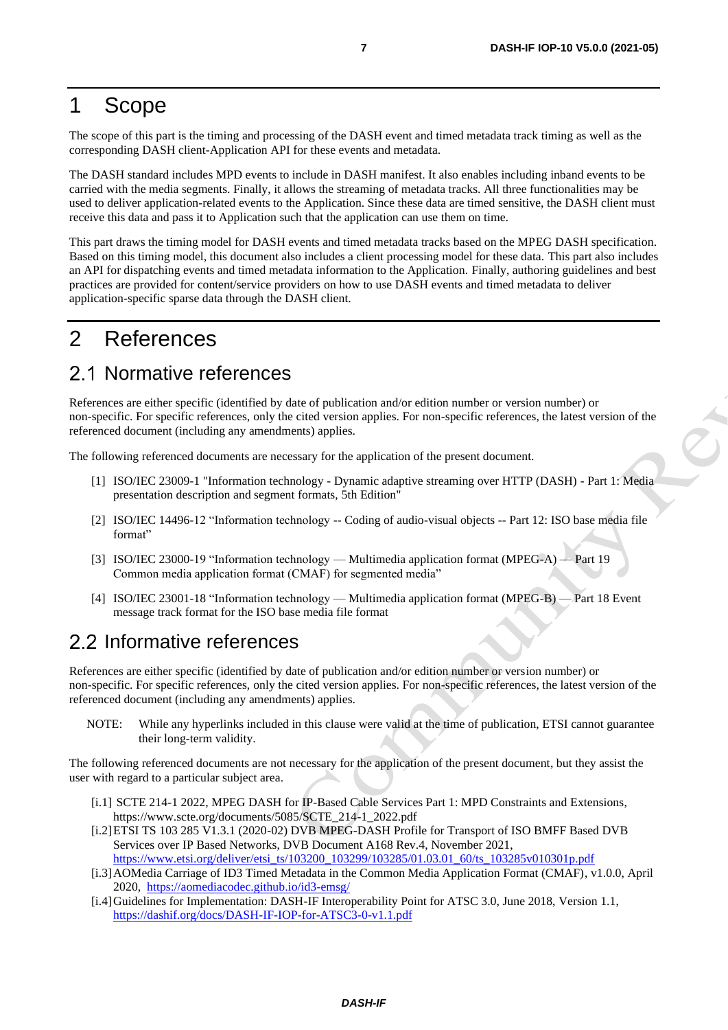# 1 Scope

The scope of this part is the timing and processing of the DASH event and timed metadata track timing as well as the corresponding DASH client-Application API for these events and metadata.

The DASH standard includes MPD events to include in DASH manifest. It also enables including inband events to be carried with the media segments. Finally, it allows the streaming of metadata tracks. All three functionalities may be used to deliver application-related events to the Application. Since these data are timed sensitive, the DASH client must receive this data and pass it to Application such that the application can use them on time.

This part draws the timing model for DASH events and timed metadata tracks based on the MPEG DASH specification. Based on this timing model, this document also includes a client processing model for these data. This part also includes an API for dispatching events and timed metadata information to the Application. Finally, authoring guidelines and best practices are provided for content/service providers on how to use DASH events and timed metadata to deliver application-specific sparse data through the DASH client.

# 2 References

## 2.1 Normative references

References are either specific (identified by date of publication and/or edition number or version number) or non-specific. For specific references, only the cited version applies. For non-specific references, the latest version of the referenced document (including any amendments) applies.

The following referenced documents are necessary for the application of the present document.

- [1] ISO/IEC 23009-1 "Information technology - Dynamic adaptive streaming over HTTP (DASH) - Part 1: Media presentation description and segment formats, 5th Edition"
- [2] ISO/IEC 14496-12 “Information technology -- Coding of audio-visual objects -- Part 12: ISO base media file format”
- [3] ISO/IEC 23000-19 “Information technology — Multimedia application format (MPEG-A) — Part 19 Common media application format (CMAF) for segmented media”
- [4] ISO/IEC 23001-18 “Information technology — Multimedia application format (MPEG-B) — Part 18 Event message track format for the ISO base media file format

## 2.2 Informative references

References are either specific (identified by date of publication and/or edition number or version number) or non-specific. For specific references, only the cited version applies. For non-specific references, the latest version of the referenced document (including any amendments) applies.

NOTE: While any hyperlinks included in this clause were valid at the time of publication, ETSI cannot guarantee their long-term validity.

The following referenced documents are not necessary for the application of the present document, but they assist the user with regard to a particular subject area.

- [i.1] SCTE 214-1 2022, MPEG DASH for IP-Based Cable Services Part 1: MPD Constraints and Extensions, https://www.scte.org/documents/5085/SCTE_214-1_2022.pdf
- [i.2] ETSI TS 103 285 V1.3.1 (2020-02) DVB MPEG-DASH Profile for Transport of ISO BMFF Based DVB Services over IP Based Networks, DVB Document A168 Rev.4, November 2021, https://www.etsi.org/deliver/etsi_ts/103200_103299/103285/01.03.01_60/ts_103285v010301p.pdf
- [i.3] AOMedia Carriage of ID3 Timed Metadata in the Common Media Application Format (CMAF), v1.0.0, April 2020, https://aomediacodec.github.io/id3-emsg/
- [i.4] Guidelines for Implementation: DASH-IF Interoperability Point for ATSC 3.0, June 2018, Version 1.1, https://dashif.org/docs/DASH-IF-IOP-for-ATSC3-0-v1.1.pdf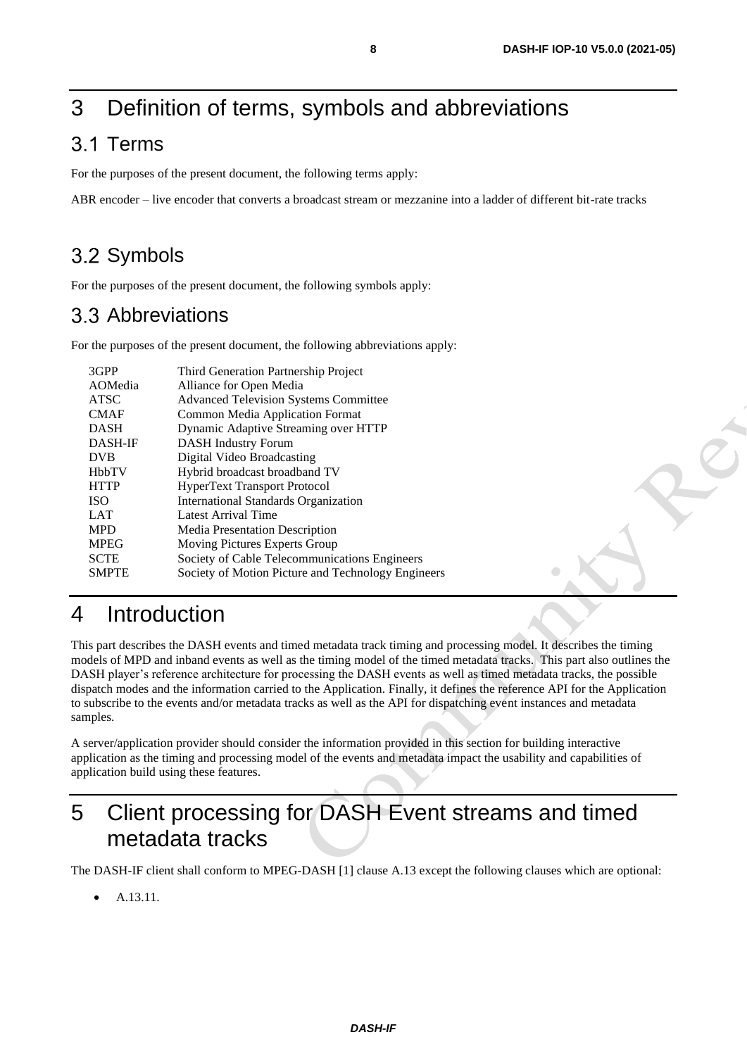# 3 Definition of terms, symbols and abbreviations

## 3.1 Terms

For the purposes of the present document, the following terms apply:

ABR encoder – live encoder that converts a broadcast stream or mezzanine into a ladder of different bit-rate tracks

## 3.2 Symbols

For the purposes of the present document, the following symbols apply:

## 3.3 Abbreviations

For the purposes of the present document, the following abbreviations apply:

| | |
|---|---|
| 3GPP | Third Generation Partnership Project |
| AOMedia | Alliance for Open Media |
| ATSC | Advanced Television Systems Committee |
| CMAF | Common Media Application Format |
| DASH | Dynamic Adaptive Streaming over HTTP |
| DASH-IF | DASH Industry Forum |
| DVB | Digital Video Broadcasting |
| HbbTV | Hybrid broadcast broadband TV |
| HTTP | HyperText Transport Protocol |
| ISO | International Standards Organization |
| LAT | Latest Arrival Time |
| MPD | Media Presentation Description |
| MPEG | Moving Pictures Experts Group |
| SCTE | Society of Cable Telecommunications Engineers |
| SMPTE | Society of Motion Picture and Technology Engineers |

# 4 Introduction

This part describes the DASH events and timed metadata track timing and processing model. It describes the timing models of MPD and inband events as well as the timing model of the timed metadata tracks. This part also outlines the DASH player's reference architecture for processing the DASH events as well as timed metadata tracks, the possible dispatch modes and the information carried to the Application. Finally, it defines the reference API for the Application to subscribe to the events and/or metadata tracks as well as the API for dispatching event instances and metadata samples.

A server/application provider should consider the information provided in this section for building interactive application as the timing and processing model of the events and metadata impact the usability and capabilities of application build using these features.

# 5 Client processing for DASH Event streams and timed metadata tracks

The DASH-IF client shall conform to MPEG-DASH [1] clause A.13 except the following clauses which are optional:

- A.13.11.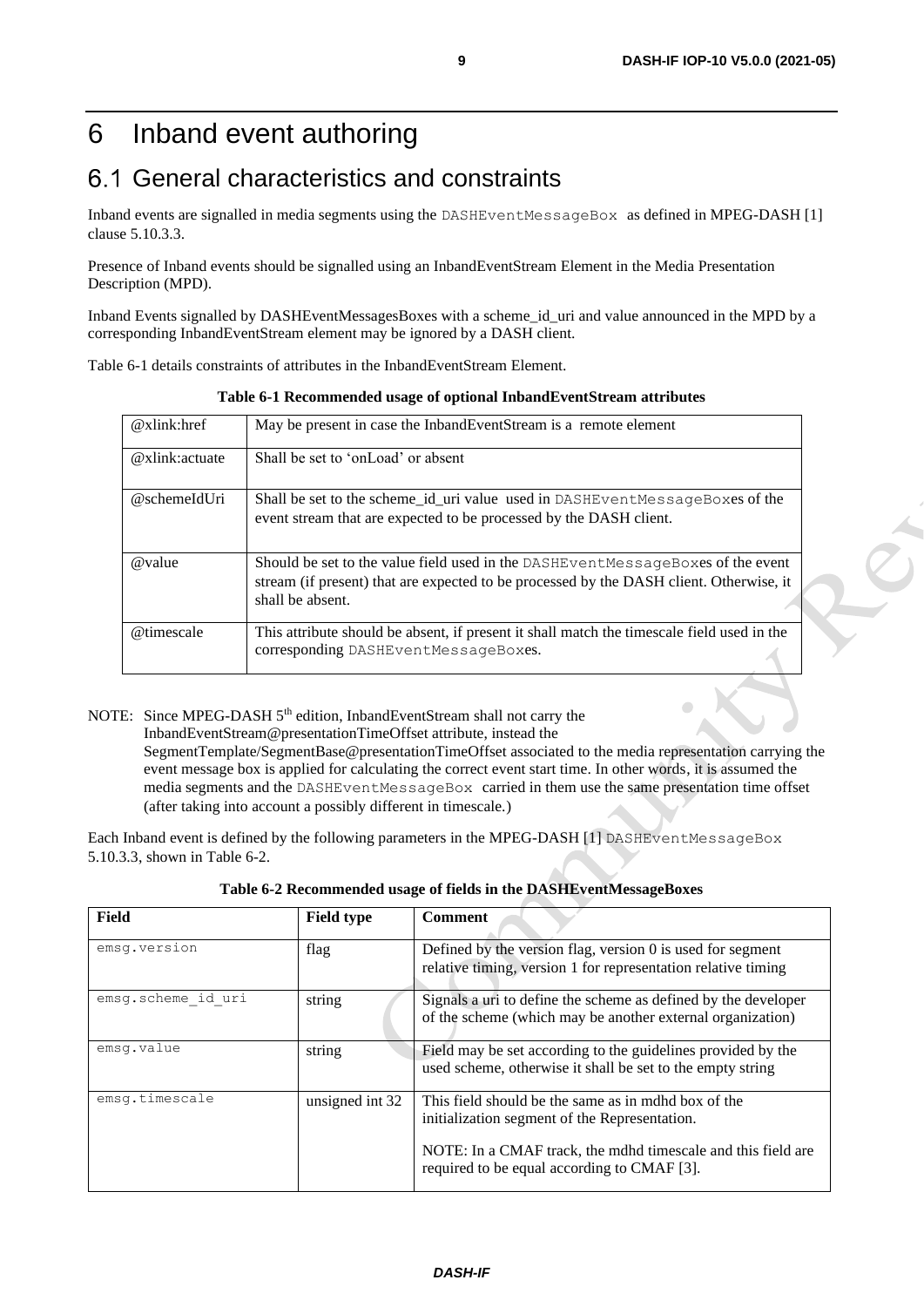# 6 Inband event authoring

## 6.1 General characteristics and constraints

Inband events are signalled in media segments using the `DASHEventMessageBox` as defined in MPEG-DASH [1] clause 5.10.3.3.

Presence of Inband events should be signalled using an InbandEventStream Element in the Media Presentation Description (MPD).

Inband Events signalled by DASHEventMessagesBoxes with a scheme_id_uri and value announced in the MPD by a corresponding InbandEventStream element may be ignored by a DASH client.

Table 6-1 details constraints of attributes in the InbandEventStream Element.

**Table 6-1 Recommended usage of optional InbandEventStream attributes**

| | |
|---|---|
| @xlink:href | May be present in case the InbandEventStream is a remote element |
| @xlink:actuate | Shall be set to 'onLoad' or absent |
| @schemeIdUri | Shall be set to the scheme_id_uri value used in `DASHEventMessageBox`es of the event stream that are expected to be processed by the DASH client. |
| @value | Should be set to the value field used in the `DASHEventMessageBox`es of the event stream (if present) that are expected to be processed by the DASH client. Otherwise, it shall be absent. |
| @timescale | This attribute should be absent, if present it shall match the timescale field used in the corresponding `DASHEventMessageBox`es. |

NOTE: Since MPEG-DASH 5th edition, InbandEventStream shall not carry the InbandEventStream@presentationTimeOffset attribute, instead the SegmentTemplate/SegmentBase@presentationTimeOffset associated to the media representation carrying the event message box is applied for calculating the correct event start time. In other words, it is assumed the media segments and the `DASHEventMessageBox` carried in them use the same presentation time offset (after taking into account a possibly different in timescale.)

Each Inband event is defined by the following parameters in the MPEG-DASH [1] `DASHEventMessageBox` 5.10.3.3, shown in Table 6-2.

**Table 6-2 Recommended usage of fields in the DASHEventMessageBoxes**

| Field | Field type | Comment |
|---|---|---|
| `emsg.version` | flag | Defined by the version flag, version 0 is used for segment relative timing, version 1 for representation relative timing |
| `emsg.scheme_id_uri` | string | Signals a uri to define the scheme as defined by the developer of the scheme (which may be another external organization) |
| `emsg.value` | string | Field may be set according to the guidelines provided by the used scheme, otherwise it shall be set to the empty string |
| `emsg.timescale` | unsigned int 32 | This field should be the same as in mdhd box of the initialization segment of the Representation.<br><br>NOTE: In a CMAF track, the mdhd timescale and this field are required to be equal according to CMAF [3]. |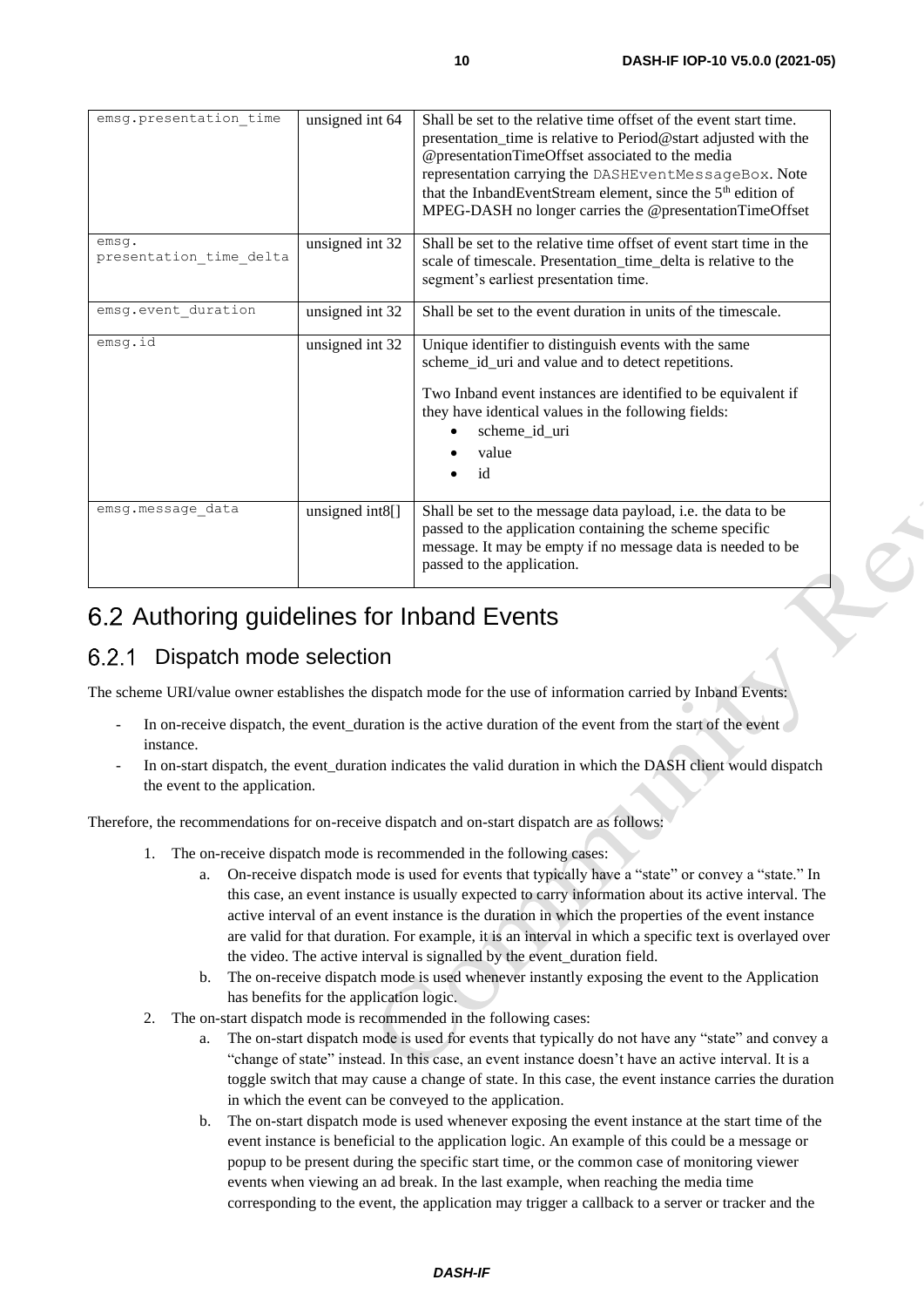| emsg.presentation_time | unsigned int 64 | Shall be set to the relative time offset of the event start time. presentation_time is relative to Period@start adjusted with the @presentationTimeOffset associated to the media representation carrying the DASHEventMessageBox. Note that the InbandEventStream element, since the 5th edition of MPEG-DASH no longer carries the @presentationTimeOffset |
|---|---|---|
| emsg. presentation_time_delta | unsigned int 32 | Shall be set to the relative time offset of event start time in the scale of timescale. Presentation_time_delta is relative to the segment's earliest presentation time. |
| emsg.event_duration | unsigned int 32 | Shall be set to the event duration in units of the timescale. |
| emsg.id | unsigned int 32 | Unique identifier to distinguish events with the same scheme_id_uri and value and to detect repetitions. <br><br> Two Inband event instances are identified to be equivalent if they have identical values in the following fields: <br> • scheme_id_uri <br> • value <br> • id |
| emsg.message_data | unsigned int8[] | Shall be set to the message data payload, i.e. the data to be passed to the application containing the scheme specific message. It may be empty if no message data is needed to be passed to the application. |

## 6.2 Authoring guidelines for Inband Events

### 6.2.1 Dispatch mode selection

The scheme URI/value owner establishes the dispatch mode for the use of information carried by Inband Events:

- In on-receive dispatch, the event_duration is the active duration of the event from the start of the event instance.
- In on-start dispatch, the event_duration indicates the valid duration in which the DASH client would dispatch the event to the application.

Therefore, the recommendations for on-receive dispatch and on-start dispatch are as follows:

1. The on-receive dispatch mode is recommended in the following cases:
   a. On-receive dispatch mode is used for events that typically have a "state" or convey a "state." In this case, an event instance is usually expected to carry information about its active interval. The active interval of an event instance is the duration in which the properties of the event instance are valid for that duration. For example, it is an interval in which a specific text is overlayed over the video. The active interval is signalled by the event_duration field.
   b. The on-receive dispatch mode is used whenever instantly exposing the event to the Application has benefits for the application logic.
2. The on-start dispatch mode is recommended in the following cases:
   a. The on-start dispatch mode is used for events that typically do not have any "state" and convey a "change of state" instead. In this case, an event instance doesn't have an active interval. It is a toggle switch that may cause a change of state. In this case, the event instance carries the duration in which the event can be conveyed to the application.
   b. The on-start dispatch mode is used whenever exposing the event instance at the start time of the event instance is beneficial to the application logic. An example of this could be a message or popup to be present during the specific start time, or the common case of monitoring viewer events when viewing an ad break. In the last example, when reaching the media time corresponding to the event, the application may trigger a callback to a server or tracker and the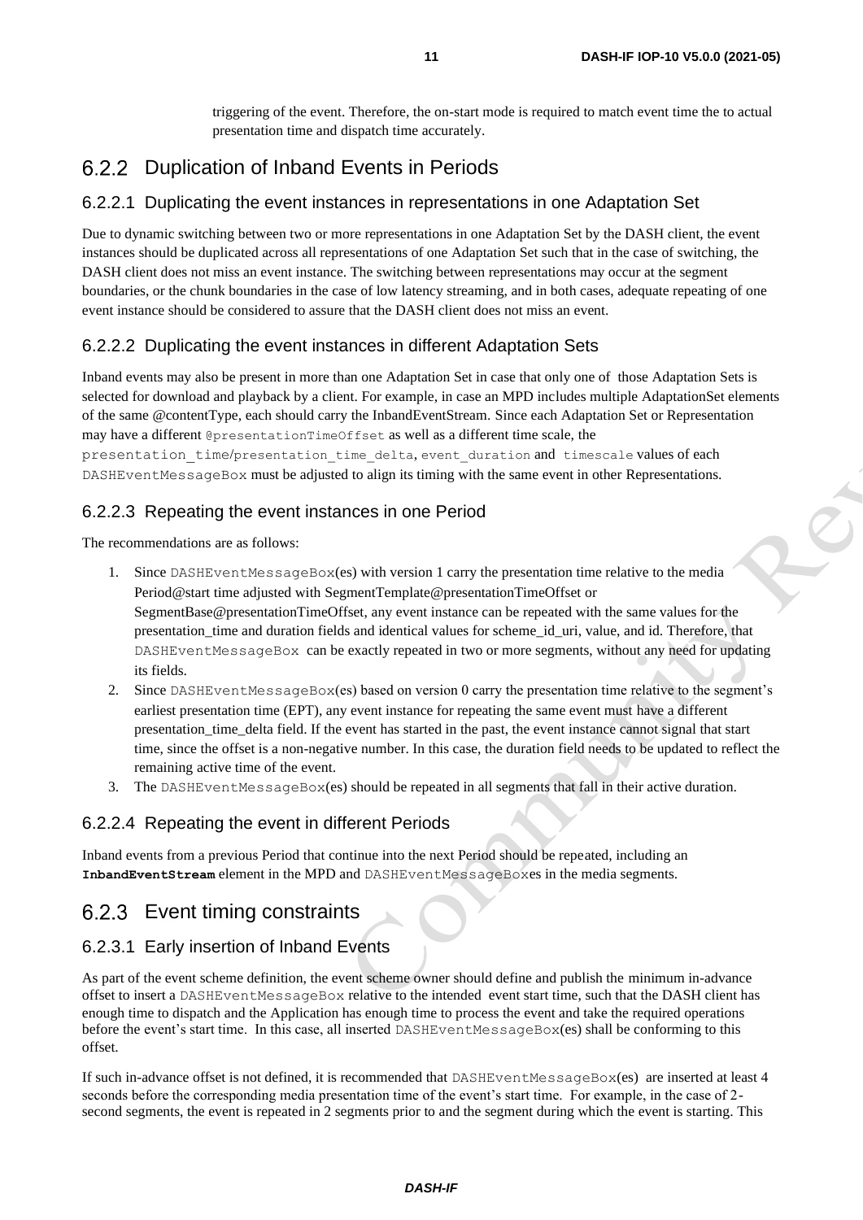triggering of the event. Therefore, the on-start mode is required to match event time the to actual presentation time and dispatch time accurately.

### 6.2.2 Duplication of Inband Events in Periods

#### 6.2.2.1 Duplicating the event instances in representations in one Adaptation Set

Due to dynamic switching between two or more representations in one Adaptation Set by the DASH client, the event instances should be duplicated across all representations of one Adaptation Set such that in the case of switching, the DASH client does not miss an event instance. The switching between representations may occur at the segment boundaries, or the chunk boundaries in the case of low latency streaming, and in both cases, adequate repeating of one event instance should be considered to assure that the DASH client does not miss an event.

#### 6.2.2.2 Duplicating the event instances in different Adaptation Sets

Inband events may also be present in more than one Adaptation Set in case that only one of those Adaptation Sets is selected for download and playback by a client. For example, in case an MPD includes multiple AdaptationSet elements of the same @contentType, each should carry the InbandEventStream. Since each Adaptation Set or Representation may have a different `@presentationTimeOffset` as well as a different time scale, the `presentation_time`/`presentation_time_delta`, `event_duration` and `timescale` values of each `DASHEventMessageBox` must be adjusted to align its timing with the same event in other Representations.

#### 6.2.2.3 Repeating the event instances in one Period

The recommendations are as follows:

1. Since `DASHEventMessageBox`(es) with version 1 carry the presentation time relative to the media Period@start time adjusted with SegmentTemplate@presentationTimeOffset or SegmentBase@presentationTimeOffset, any event instance can be repeated with the same values for the presentation_time and duration fields and identical values for scheme_id_uri, value, and id. Therefore, that `DASHEventMessageBox` can be exactly repeated in two or more segments, without any need for updating its fields.
2. Since `DASHEventMessageBox`(es) based on version 0 carry the presentation time relative to the segment's earliest presentation time (EPT), any event instance for repeating the same event must have a different presentation_time_delta field. If the event has started in the past, the event instance cannot signal that start time, since the offset is a non-negative number. In this case, the duration field needs to be updated to reflect the remaining active time of the event.
3. The `DASHEventMessageBox`(es) should be repeated in all segments that fall in their active duration.

#### 6.2.2.4 Repeating the event in different Periods

Inband events from a previous Period that continue into the next Period should be repeated, including an **`InbandEventStream`** element in the MPD and `DASHEventMessageBox`es in the media segments.

### 6.2.3 Event timing constraints

#### 6.2.3.1 Early insertion of Inband Events

As part of the event scheme definition, the event scheme owner should define and publish the minimum in-advance offset to insert a `DASHEventMessageBox` relative to the intended event start time, such that the DASH client has enough time to dispatch and the Application has enough time to process the event and take the required operations before the event's start time. In this case, all inserted `DASHEventMessageBox`(es) shall be conforming to this offset.

If such in-advance offset is not defined, it is recommended that `DASHEventMessageBox`(es) are inserted at least 4 seconds before the corresponding media presentation time of the event's start time. For example, in the case of 2-second segments, the event is repeated in 2 segments prior to and the segment during which the event is starting. This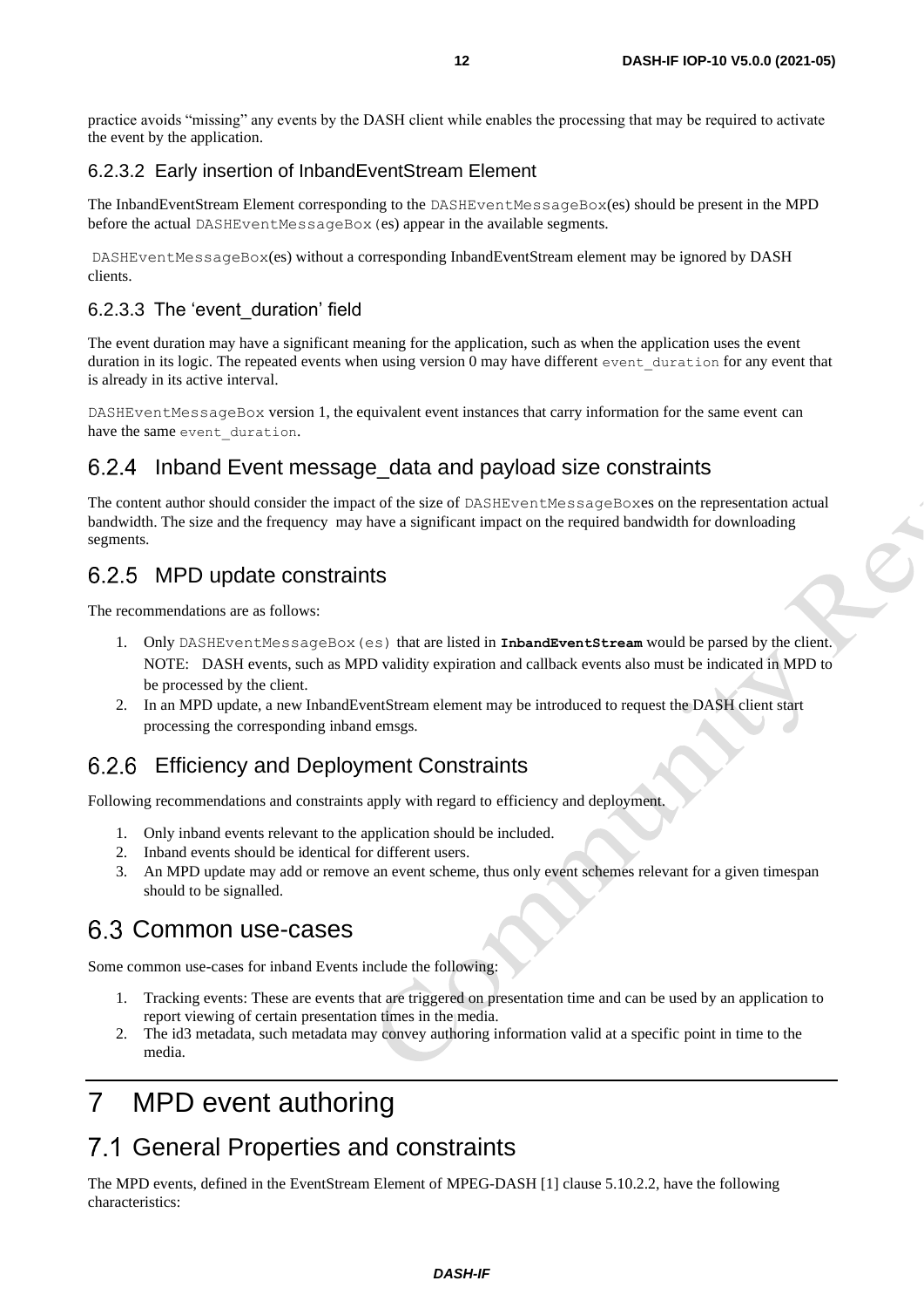practice avoids "missing" any events by the DASH client while enables the processing that may be required to activate the event by the application.

#### 6.2.3.2 Early insertion of InbandEventStream Element

The InbandEventStream Element corresponding to the `DASHEventMessageBox`(es) should be present in the MPD before the actual `DASHEventMessageBox`(es) appear in the available segments.

`DASHEventMessageBox`(es) without a corresponding InbandEventStream element may be ignored by DASH clients.

#### 6.2.3.3 The 'event_duration' field

The event duration may have a significant meaning for the application, such as when the application uses the event duration in its logic. The repeated events when using version 0 may have different `event_duration` for any event that is already in its active interval.

`DASHEventMessageBox` version 1, the equivalent event instances that carry information for the same event can have the same `event_duration`.

### 6.2.4 Inband Event message_data and payload size constraints

The content author should consider the impact of the size of `DASHEventMessageBox`es on the representation actual bandwidth. The size and the frequency may have a significant impact on the required bandwidth for downloading segments.

### 6.2.5 MPD update constraints

The recommendations are as follows:

1. Only `DASHEventMessageBox(es)` that are listed in **`InbandEventStream`** would be parsed by the client.
   NOTE: DASH events, such as MPD validity expiration and callback events also must be indicated in MPD to be processed by the client.
2. In an MPD update, a new InbandEventStream element may be introduced to request the DASH client start processing the corresponding inband emsgs.

### 6.2.6 Efficiency and Deployment Constraints

Following recommendations and constraints apply with regard to efficiency and deployment.

1. Only inband events relevant to the application should be included.
2. Inband events should be identical for different users.
3. An MPD update may add or remove an event scheme, thus only event schemes relevant for a given timespan should to be signalled.

## 6.3 Common use-cases

Some common use-cases for inband Events include the following:

1. Tracking events: These are events that are triggered on presentation time and can be used by an application to report viewing of certain presentation times in the media.
2. The id3 metadata, such metadata may convey authoring information valid at a specific point in time to the media.

# 7 MPD event authoring

## 7.1 General Properties and constraints

The MPD events, defined in the EventStream Element of MPEG-DASH [1] clause 5.10.2.2, have the following characteristics: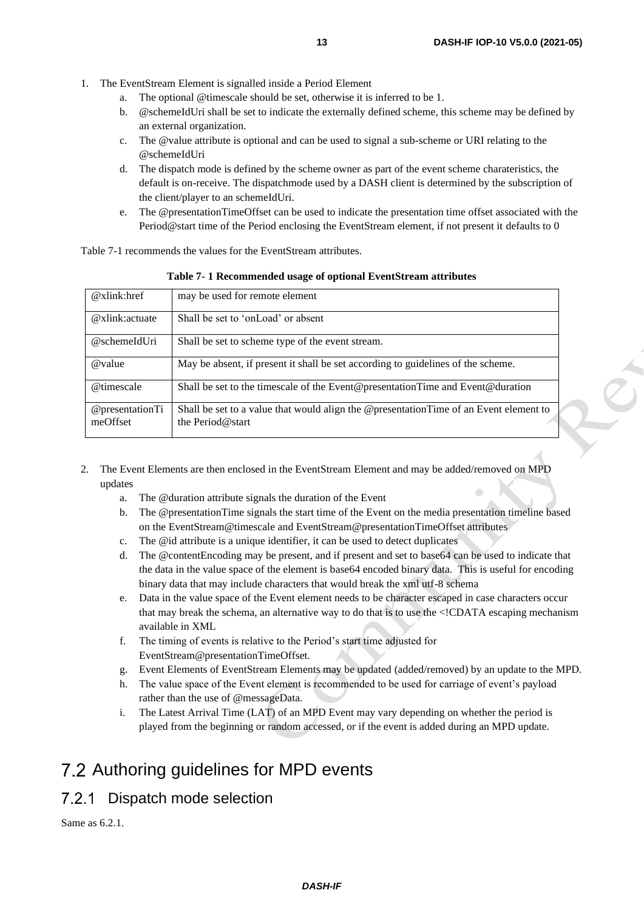1. The EventStream Element is signalled inside a Period Element
    a. The optional @timescale should be set, otherwise it is inferred to be 1.
    b. @schemeIdUri shall be set to indicate the externally defined scheme, this scheme may be defined by an external organization.
    c. The @value attribute is optional and can be used to signal a sub-scheme or URI relating to the @schemeIdUri
    d. The dispatch mode is defined by the scheme owner as part of the event scheme charateristics, the default is on-receive. The dispatchmode used by a DASH client is determined by the subscription of the client/player to an schemeIdUri.
    e. The @presentationTimeOffset can be used to indicate the presentation time offset associated with the Period@start time of the Period enclosing the EventStream element, if not present it defaults to 0

Table 7-1 recommends the values for the EventStream attributes.

**Table 7- 1 Recommended usage of optional EventStream attributes**

| | |
|---|---|
| @xlink:href | may be used for remote element |
| @xlink:actuate | Shall be set to 'onLoad' or absent |
| @schemeIdUri | Shall be set to scheme type of the event stream. |
| @value | May be absent, if present it shall be set according to guidelines of the scheme. |
| @timescale | Shall be set to the timescale of the Event@presentationTime and Event@duration |
| @presentationTimeOffset | Shall be set to a value that would align the @presentationTime of an Event element to the Period@start |

2. The Event Elements are then enclosed in the EventStream Element and may be added/removed on MPD updates
    a. The @duration attribute signals the duration of the Event
    b. The @presentationTime signals the start time of the Event on the media presentation timeline based on the EventStream@timescale and EventStream@presentationTimeOffset attributes
    c. The @id attribute is a unique identifier, it can be used to detect duplicates
    d. The @contentEncoding may be present, and if present and set to base64 can be used to indicate that the data in the value space of the element is base64 encoded binary data. This is useful for encoding binary data that may include characters that would break the xml utf-8 schema
    e. Data in the value space of the Event element needs to be character escaped in case characters occur that may break the schema, an alternative way to do that is to use the <!CDATA escaping mechanism available in XML
    f. The timing of events is relative to the Period's start time adjusted for EventStream@presentationTimeOffset.
    g. Event Elements of EventStream Elements may be updated (added/removed) by an update to the MPD.
    h. The value space of the Event element is recommended to be used for carriage of event's payload rather than the use of @messageData.
    i. The Latest Arrival Time (LAT) of an MPD Event may vary depending on whether the period is played from the beginning or random accessed, or if the event is added during an MPD update.

## 7.2 Authoring guidelines for MPD events

### 7.2.1 Dispatch mode selection

Same as 6.2.1.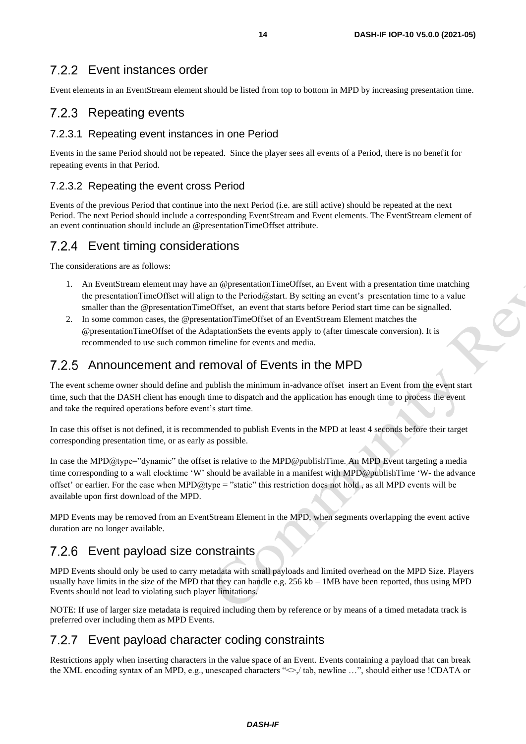### 7.2.2 Event instances order

Event elements in an EventStream element should be listed from top to bottom in MPD by increasing presentation time.

### 7.2.3 Repeating events

#### 7.2.3.1 Repeating event instances in one Period

Events in the same Period should not be repeated. Since the player sees all events of a Period, there is no benefit for repeating events in that Period.

#### 7.2.3.2 Repeating the event cross Period

Events of the previous Period that continue into the next Period (i.e. are still active) should be repeated at the next Period. The next Period should include a corresponding EventStream and Event elements. The EventStream element of an event continuation should include an @presentationTimeOffset attribute.

### 7.2.4 Event timing considerations

The considerations are as follows:

1. An EventStream element may have an @presentationTimeOffset, an Event with a presentation time matching the presentationTimeOffset will align to the Period@start. By setting an event's presentation time to a value smaller than the @presentationTimeOffset, an event that starts before Period start time can be signalled.
2. In some common cases, the @presentationTimeOffset of an EventStream Element matches the @presentationTimeOffset of the AdaptationSets the events apply to (after timescale conversion). It is recommended to use such common timeline for events and media.

### 7.2.5 Announcement and removal of Events in the MPD

The event scheme owner should define and publish the minimum in-advance offset insert an Event from the event start time, such that the DASH client has enough time to dispatch and the application has enough time to process the event and take the required operations before event's start time.

In case this offset is not defined, it is recommended to publish Events in the MPD at least 4 seconds before their target corresponding presentation time, or as early as possible.

In case the MPD@type="dynamic" the offset is relative to the MPD@publishTime. An MPD Event targeting a media time corresponding to a wall clocktime 'W' should be available in a manifest with MPD@publishTime 'W- the advance offset' or earlier. For the case when MPD@type = "static" this restriction does not hold , as all MPD events will be available upon first download of the MPD.

MPD Events may be removed from an EventStream Element in the MPD, when segments overlapping the event active duration are no longer available.

### 7.2.6 Event payload size constraints

MPD Events should only be used to carry metadata with small payloads and limited overhead on the MPD Size. Players usually have limits in the size of the MPD that they can handle e.g. 256 kb – 1MB have been reported, thus using MPD Events should not lead to violating such player limitations.

NOTE: If use of larger size metadata is required including them by reference or by means of a timed metadata track is preferred over including them as MPD Events.

### 7.2.7 Event payload character coding constraints

Restrictions apply when inserting characters in the value space of an Event. Events containing a payload that can break the XML encoding syntax of an MPD, e.g., unescaped characters "<>,/ tab, newline …", should either use !CDATA or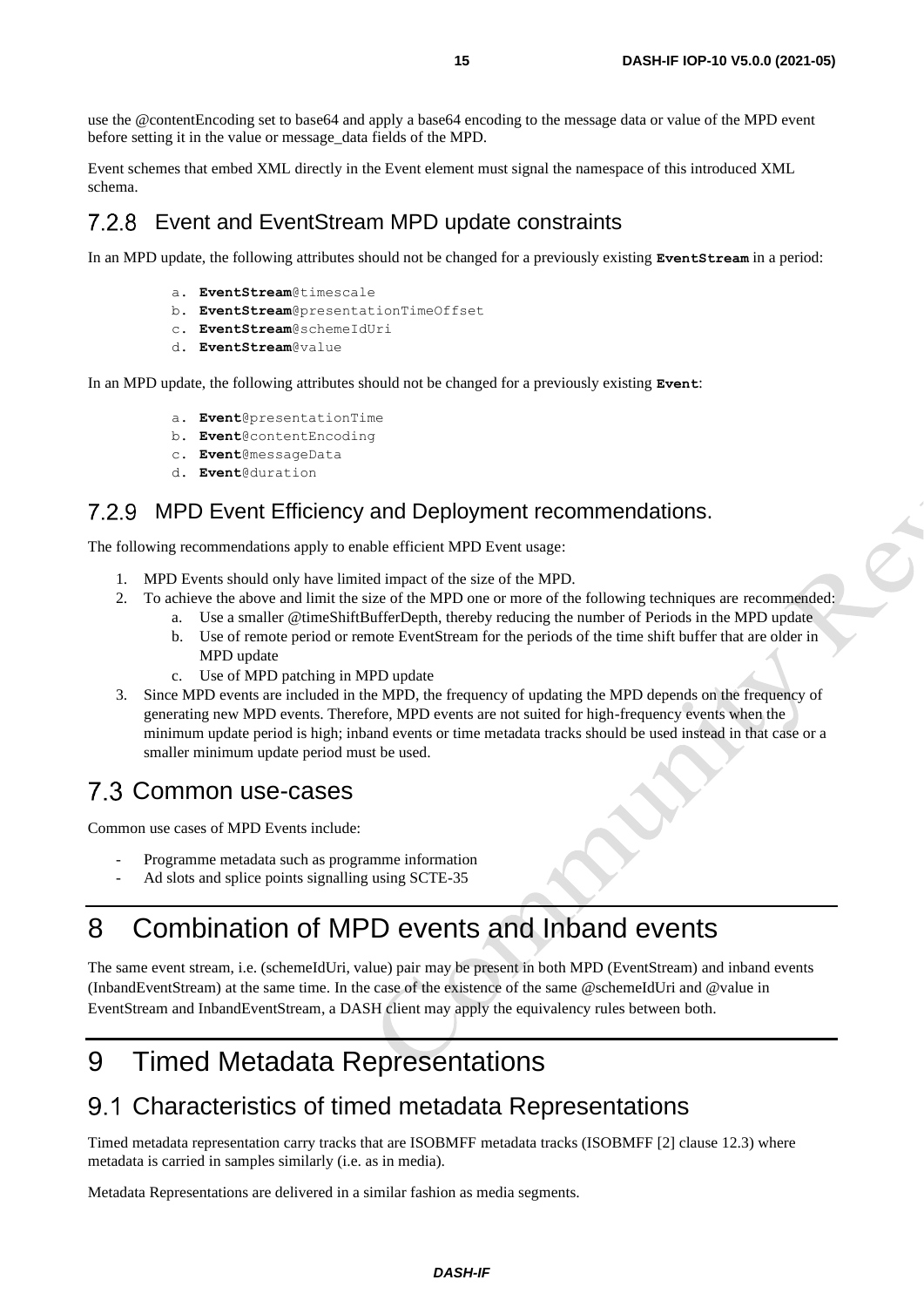use the @contentEncoding set to base64 and apply a base64 encoding to the message data or value of the MPD event before setting it in the value or message_data fields of the MPD.

Event schemes that embed XML directly in the Event element must signal the namespace of this introduced XML schema.

### 7.2.8 Event and EventStream MPD update constraints

In an MPD update, the following attributes should not be changed for a previously existing **EventStream** in a period:

a. **EventStream**@timescale
b. **EventStream**@presentationTimeOffset
c. **EventStream**@schemeIdUri
d. **EventStream**@value

In an MPD update, the following attributes should not be changed for a previously existing **Event**:

a. **Event**@presentationTime
b. **Event**@contentEncoding
c. **Event**@messageData
d. **Event**@duration

### 7.2.9 MPD Event Efficiency and Deployment recommendations.

The following recommendations apply to enable efficient MPD Event usage:

1. MPD Events should only have limited impact of the size of the MPD.
2. To achieve the above and limit the size of the MPD one or more of the following techniques are recommended:
   a. Use a smaller @timeShiftBufferDepth, thereby reducing the number of Periods in the MPD update
   b. Use of remote period or remote EventStream for the periods of the time shift buffer that are older in MPD update
   c. Use of MPD patching in MPD update
3. Since MPD events are included in the MPD, the frequency of updating the MPD depends on the frequency of generating new MPD events. Therefore, MPD events are not suited for high-frequency events when the minimum update period is high; inband events or time metadata tracks should be used instead in that case or a smaller minimum update period must be used.

## 7.3 Common use-cases

Common use cases of MPD Events include:

- Programme metadata such as programme information
- Ad slots and splice points signalling using SCTE-35

# 8 Combination of MPD events and Inband events

The same event stream, i.e. (schemeIdUri, value) pair may be present in both MPD (EventStream) and inband events (InbandEventStream) at the same time. In the case of the existence of the same @schemeIdUri and @value in EventStream and InbandEventStream, a DASH client may apply the equivalency rules between both.

# 9 Timed Metadata Representations

## 9.1 Characteristics of timed metadata Representations

Timed metadata representation carry tracks that are ISOBMFF metadata tracks (ISOBMFF [2] clause 12.3) where metadata is carried in samples similarly (i.e. as in media).

Metadata Representations are delivered in a similar fashion as media segments.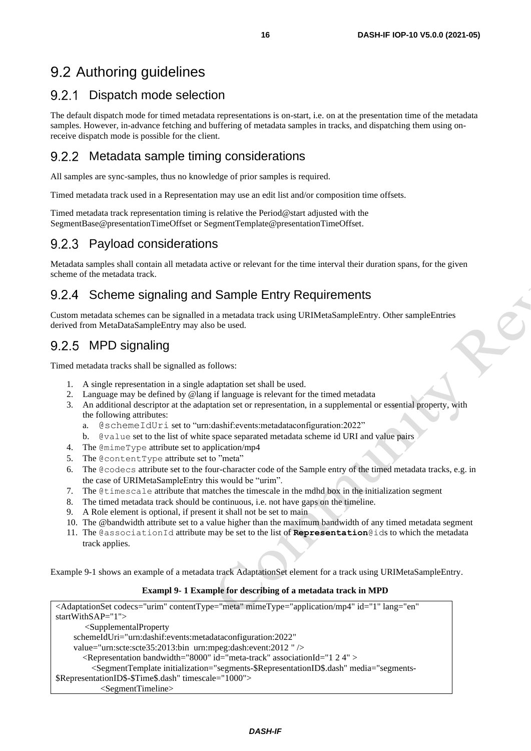## 9.2 Authoring guidelines

### 9.2.1 Dispatch mode selection

The default dispatch mode for timed metadata representations is on-start, i.e. on at the presentation time of the metadata samples. However, in-advance fetching and buffering of metadata samples in tracks, and dispatching them using on-receive dispatch mode is possible for the client.

### 9.2.2 Metadata sample timing considerations

All samples are sync-samples, thus no knowledge of prior samples is required.

Timed metadata track used in a Representation may use an edit list and/or composition time offsets.

Timed metadata track representation timing is relative the Period@start adjusted with the SegmentBase@presentationTimeOffset or SegmentTemplate@presentationTimeOffset.

### 9.2.3 Payload considerations

Metadata samples shall contain all metadata active or relevant for the time interval their duration spans, for the given scheme of the metadata track.

### 9.2.4 Scheme signaling and Sample Entry Requirements

Custom metadata schemes can be signalled in a metadata track using URIMetaSampleEntry. Other sampleEntries derived from MetaDataSampleEntry may also be used.

### 9.2.5 MPD signaling

Timed metadata tracks shall be signalled as follows:

1. A single representation in a single adaptation set shall be used.
2. Language may be defined by @lang if language is relevant for the timed metadata
3. An additional descriptor at the adaptation set or representation, in a supplemental or essential property, with the following attributes:
   a. `@schemeIdUri` set to "urn:dashif:events:metadataconfiguration:2022"
   b. `@value` set to the list of white space separated metadata scheme id URI and value pairs
4. The `@mimeType` attribute set to application/mp4
5. The `@contentType` attribute set to "meta"
6. The `@codecs` attribute set to the four-character code of the Sample entry of the timed metadata tracks, e.g. in the case of URIMetaSampleEntry this would be "urim".
7. The `@timescale` attribute that matches the timescale in the mdhd box in the initialization segment
8. The timed metadata track should be continuous, i.e. not have gaps on the timeline.
9. A Role element is optional, if present it shall not be set to main
10. The @bandwidth attribute set to a value higher than the maximum bandwidth of any timed metadata segment
11. The `@associationId` attribute may be set to the list of **`Representation`**`@id`s to which the metadata track applies.

Example 9-1 shows an example of a metadata track AdaptationSet element for a track using URIMetaSampleEntry.

**Exampl 9- 1 Example for describing of a metadata track in MPD**

```
<AdaptationSet codecs="urim" contentType="meta" mimeType="application/mp4" id="1" lang="en"
startWithSAP="1">
        <SupplementalProperty
    schemeIdUri="urn:dashif:events:metadataconfiguration:2022"
    value="urn:scte:scte35:2013:bin  urn:mpeg:dash:event:2012 " />
      <Representation bandwidth="8000" id="meta-track" associationId="1 2 4" >
         <SegmentTemplate initialization="segments-$RepresentationID$.dash" media="segments-
$RepresentationID$-$Time$.dash" timescale="1000">
            <SegmentTimeline>
```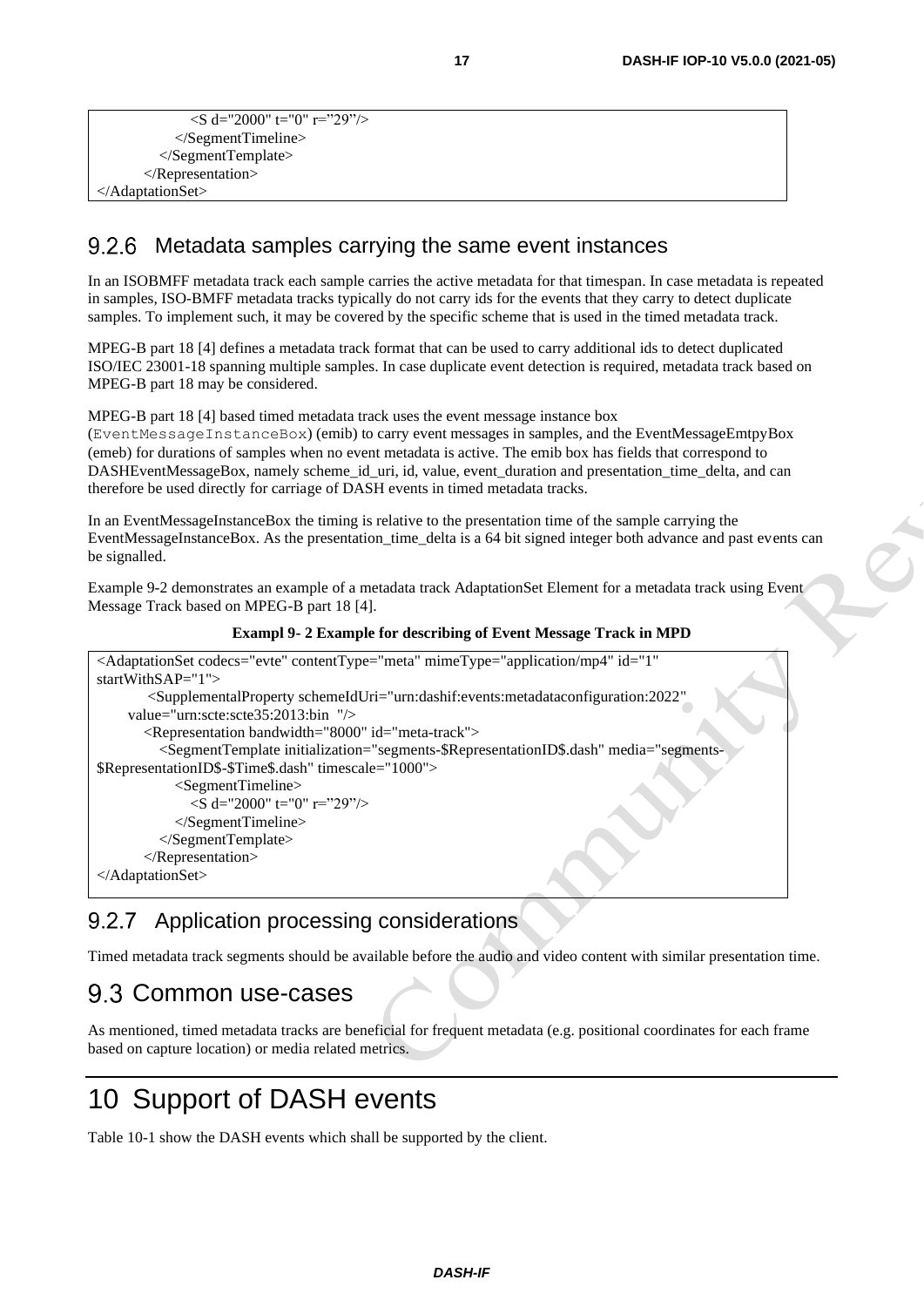```
            <S d="2000" t="0" r="29"/>
          </SegmentTimeline>
        </SegmentTemplate>
      </Representation>
</AdaptationSet>
```

### 9.2.6 Metadata samples carrying the same event instances

In an ISOBMFF metadata track each sample carries the active metadata for that timespan. In case metadata is repeated in samples, ISO-BMFF metadata tracks typically do not carry ids for the events that they carry to detect duplicate samples. To implement such, it may be covered by the specific scheme that is used in the timed metadata track.

MPEG-B part 18 [4] defines a metadata track format that can be used to carry additional ids to detect duplicated ISO/IEC 23001-18 spanning multiple samples. In case duplicate event detection is required, metadata track based on MPEG-B part 18 may be considered.

MPEG-B part 18 [4] based timed metadata track uses the event message instance box (`EventMessageInstanceBox`) (emib) to carry event messages in samples, and the EventMessageEmtpyBox (emeb) for durations of samples when no event metadata is active. The emib box has fields that correspond to DASHEventMessageBox, namely scheme_id_uri, id, value, event_duration and presentation_time_delta, and can therefore be used directly for carriage of DASH events in timed metadata tracks.

In an EventMessageInstanceBox the timing is relative to the presentation time of the sample carrying the EventMessageInstanceBox. As the presentation_time_delta is a 64 bit signed integer both advance and past events can be signalled.

Example 9-2 demonstrates an example of a metadata track AdaptationSet Element for a metadata track using Event Message Track based on MPEG-B part 18 [4].

**Exampl 9- 2 Example for describing of Event Message Track in MPD**

```
<AdaptationSet codecs="evte" contentType="meta" mimeType="application/mp4" id="1"
startWithSAP="1">
     <SupplementalProperty schemeIdUri="urn:dashif:events:metadataconfiguration:2022"
   value="urn:scte:scte35:2013:bin  "/>
      <Representation bandwidth="8000" id="meta-track">
        <SegmentTemplate initialization="segments-$RepresentationID$.dash" media="segments-
$RepresentationID$-$Time$.dash" timescale="1000">
          <SegmentTimeline>
            <S d="2000" t="0" r="29"/>
          </SegmentTimeline>
        </SegmentTemplate>
      </Representation>
</AdaptationSet>
```

### 9.2.7 Application processing considerations

Timed metadata track segments should be available before the audio and video content with similar presentation time.

## 9.3 Common use-cases

As mentioned, timed metadata tracks are beneficial for frequent metadata (e.g. positional coordinates for each frame based on capture location) or media related metrics.

# 10 Support of DASH events

Table 10-1 show the DASH events which shall be supported by the client.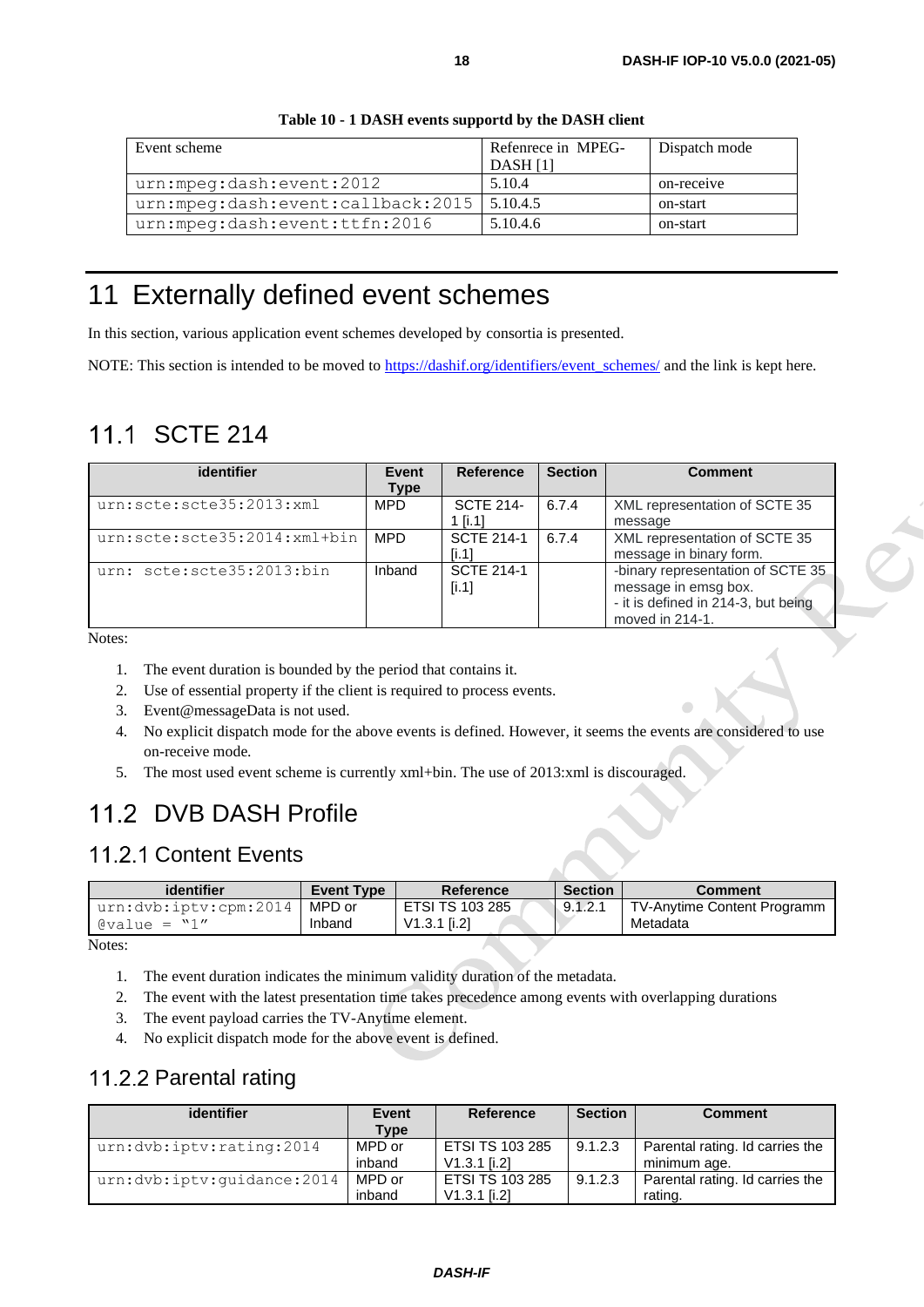**Table 10 - 1 DASH events supportd by the DASH client**

| Event scheme | Refenrece in MPEG-DASH [1] | Dispatch mode |
|---|---|---|
| `urn:mpeg:dash:event:2012` | 5.10.4 | on-receive |
| `urn:mpeg:dash:event:callback:2015` | 5.10.4.5 | on-start |
| `urn:mpeg:dash:event:ttfn:2016` | 5.10.4.6 | on-start |

# 11 Externally defined event schemes

In this section, various application event schemes developed by consortia is presented.

NOTE: This section is intended to be moved to https://dashif.org/identifiers/event_schemes/ and the link is kept here.

## 11.1 SCTE 214

| identifier | Event Type | Reference | Section | Comment |
|---|---|---|---|---|
| `urn:scte:scte35:2013:xml` | MPD | SCTE 214-1 [i.1] | 6.7.4 | XML representation of SCTE 35 message |
| `urn:scte:scte35:2014:xml+bin` | MPD | SCTE 214-1 [i.1] | 6.7.4 | XML representation of SCTE 35 message in binary form. |
| `urn: scte:scte35:2013:bin` | Inband | SCTE 214-1 [i.1] | | -binary representation of SCTE 35 message in emsg box.<br>- it is defined in 214-3, but being moved in 214-1. |

Notes:

1. The event duration is bounded by the period that contains it.
2. Use of essential property if the client is required to process events.
3. Event@messageData is not used.
4. No explicit dispatch mode for the above events is defined. However, it seems the events are considered to use on-receive mode.
5. The most used event scheme is currently xml+bin. The use of 2013:xml is discouraged.

## 11.2 DVB DASH Profile

### 11.2.1 Content Events

| identifier | Event Type | Reference | Section | Comment |
|---|---|---|---|---|
| `urn:dvb:iptv:cpm:2014`<br>`@value = "1"` | MPD or Inband | ETSI TS 103 285 V1.3.1 [i.2] | 9.1.2.1 | TV-Anytime Content Programm Metadata |

Notes:

1. The event duration indicates the minimum validity duration of the metadata.
2. The event with the latest presentation time takes precedence among events with overlapping durations
3. The event payload carries the TV-Anytime element.
4. No explicit dispatch mode for the above event is defined.

### 11.2.2 Parental rating

| identifier | Event Type | Reference | Section | Comment |
|---|---|---|---|---|
| `urn:dvb:iptv:rating:2014` | MPD or inband | ETSI TS 103 285 V1.3.1 [i.2] | 9.1.2.3 | Parental rating. Id carries the minimum age. |
| `urn:dvb:iptv:guidance:2014` | MPD or inband | ETSI TS 103 285 V1.3.1 [i.2] | 9.1.2.3 | Parental rating. Id carries the rating. |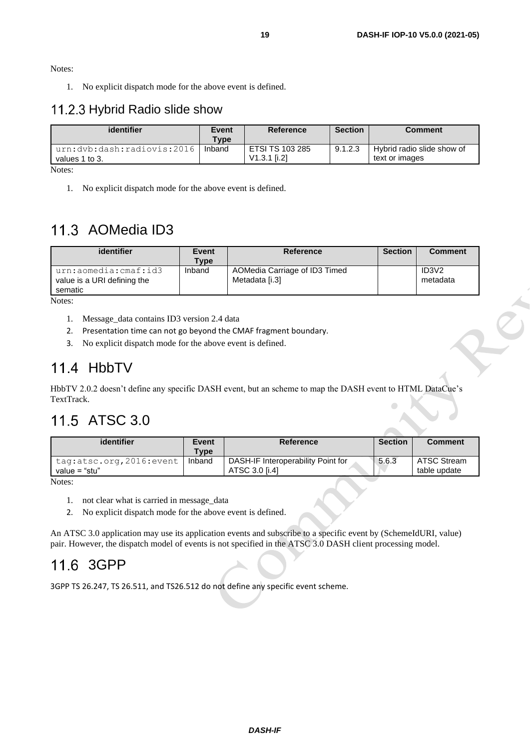Notes:

1. No explicit dispatch mode for the above event is defined.

### 11.2.3 Hybrid Radio slide show

| identifier | Event Type | Reference | Section | Comment |
|---|---|---|---|---|
| `urn:dvb:dash:radiovis:2016` values 1 to 3. | Inband | ETSI TS 103 285 V1.3.1 [i.2] | 9.1.2.3 | Hybrid radio slide show of text or images |

Notes:

1. No explicit dispatch mode for the above event is defined.

## 11.3 AOMedia ID3

| identifier | Event Type | Reference | Section | Comment |
|---|---|---|---|---|
| `urn:aomedia:cmaf:id3` value is a URI defining the sematic | Inband | AOMedia Carriage of ID3 Timed Metadata [i.3] | | ID3V2 metadata |

Notes:

1. Message_data contains ID3 version 2.4 data
2. Presentation time can not go beyond the CMAF fragment boundary.
3. No explicit dispatch mode for the above event is defined.

## 11.4 HbbTV

HbbTV 2.0.2 doesn't define any specific DASH event, but an scheme to map the DASH event to HTML DataCue's TextTrack.

## 11.5 ATSC 3.0

| identifier | Event Type | Reference | Section | Comment |
|---|---|---|---|---|
| `tag:atsc.org,2016:event` value = "stu" | Inband | DASH-IF Interoperability Point for ATSC 3.0 [i.4] | 5.6.3 | ATSC Stream table update |

Notes:

1. not clear what is carried in message_data
2. No explicit dispatch mode for the above event is defined.

An ATSC 3.0 application may use its application events and subscribe to a specific event by (SchemeIdURI, value) pair. However, the dispatch model of events is not specified in the ATSC 3.0 DASH client processing model.

## 11.6 3GPP

3GPP TS 26.247, TS 26.511, and TS26.512 do not define any specific event scheme.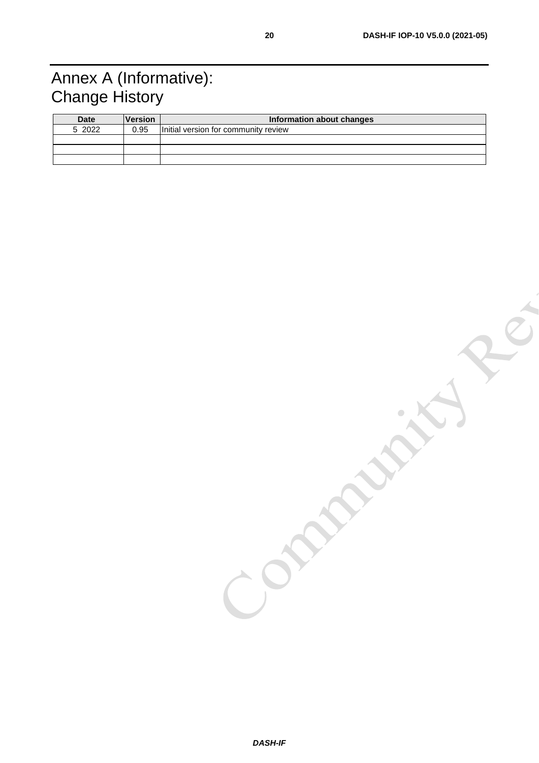# Annex A (Informative): Change History

| Date | Version | Information about changes |
|---|---|---|
| 5 2022 | 0.95 | Initial version for community review |
| | | |
| | | |
| | | |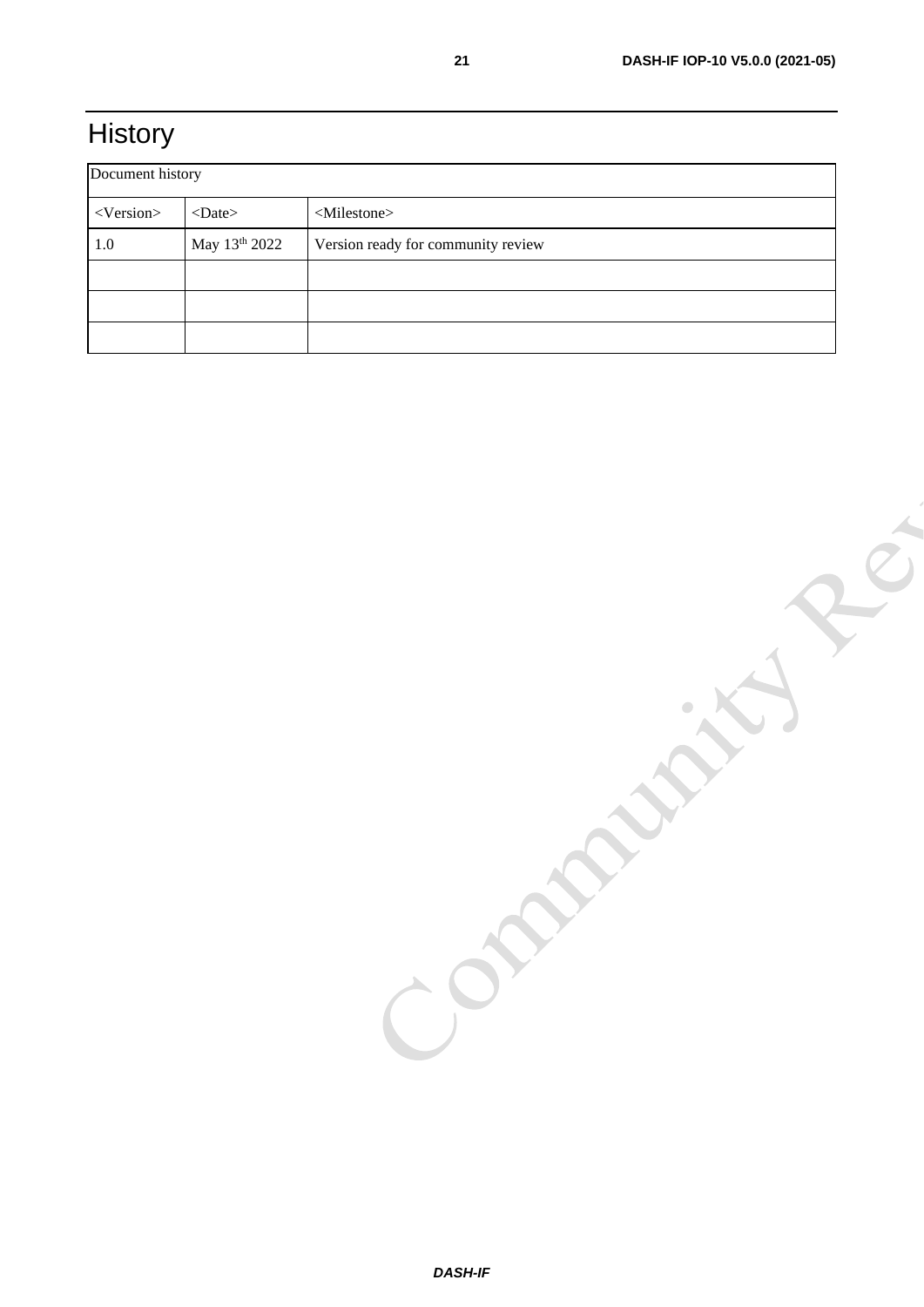# History

| Document history | | |
|---|---|---|
| <Version> | <Date> | <Milestone> |
| 1.0 | May 13th 2022 | Version ready for community review |
| | | |
| | | |
| | | |